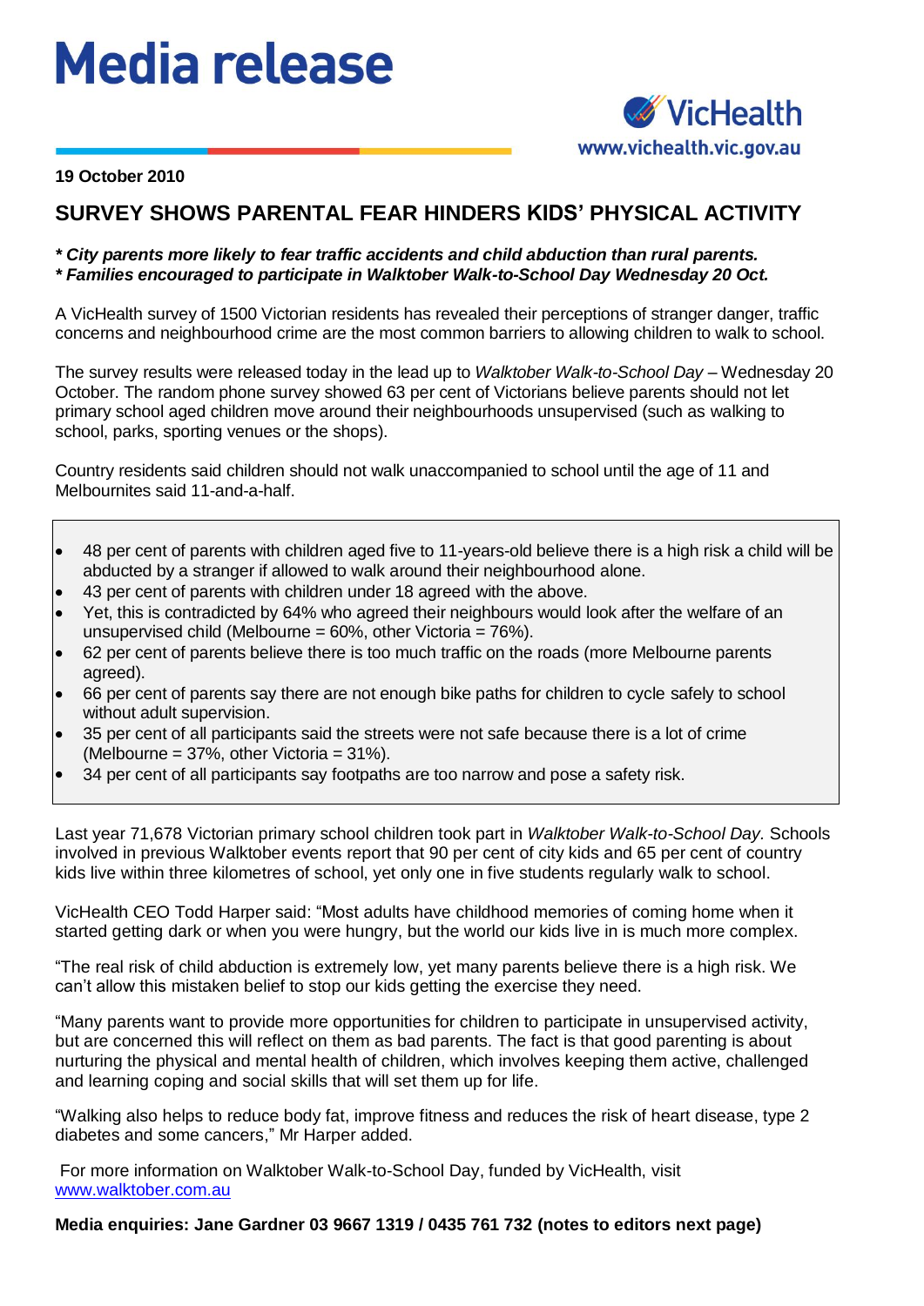# Media release

VicHealth
www.vichealth.vic.gov.au

**19 October 2010**

## SURVEY SHOWS PARENTAL FEAR HINDERS KIDS' PHYSICAL ACTIVITY

***\* City parents more likely to fear traffic accidents and child abduction than rural parents.***
***\* Families encouraged to participate in Walktober Walk-to-School Day Wednesday 20 Oct.***

A VicHealth survey of 1500 Victorian residents has revealed their perceptions of stranger danger, traffic concerns and neighbourhood crime are the most common barriers to allowing children to walk to school.

The survey results were released today in the lead up to *Walktober Walk-to-School Day* – Wednesday 20 October. The random phone survey showed 63 per cent of Victorians believe parents should not let primary school aged children move around their neighbourhoods unsupervised (such as walking to school, parks, sporting venues or the shops).

Country residents said children should not walk unaccompanied to school until the age of 11 and Melbournites said 11-and-a-half.

- 48 per cent of parents with children aged five to 11-years-old believe there is a high risk a child will be abducted by a stranger if allowed to walk around their neighbourhood alone.
- 43 per cent of parents with children under 18 agreed with the above.
- Yet, this is contradicted by 64% who agreed their neighbours would look after the welfare of an unsupervised child (Melbourne = 60%, other Victoria = 76%).
- 62 per cent of parents believe there is too much traffic on the roads (more Melbourne parents agreed).
- 66 per cent of parents say there are not enough bike paths for children to cycle safely to school without adult supervision.
- 35 per cent of all participants said the streets were not safe because there is a lot of crime (Melbourne = 37%, other Victoria = 31%).
- 34 per cent of all participants say footpaths are too narrow and pose a safety risk.

Last year 71,678 Victorian primary school children took part in *Walktober Walk-to-School Day.* Schools involved in previous Walktober events report that 90 per cent of city kids and 65 per cent of country kids live within three kilometres of school, yet only one in five students regularly walk to school.

VicHealth CEO Todd Harper said: "Most adults have childhood memories of coming home when it started getting dark or when you were hungry, but the world our kids live in is much more complex.

"The real risk of child abduction is extremely low, yet many parents believe there is a high risk. We can't allow this mistaken belief to stop our kids getting the exercise they need.

"Many parents want to provide more opportunities for children to participate in unsupervised activity, but are concerned this will reflect on them as bad parents. The fact is that good parenting is about nurturing the physical and mental health of children, which involves keeping them active, challenged and learning coping and social skills that will set them up for life.

"Walking also helps to reduce body fat, improve fitness and reduces the risk of heart disease, type 2 diabetes and some cancers," Mr Harper added.

For more information on Walktober Walk-to-School Day, funded by VicHealth, visit [www.walktober.com.au](www.walktober.com.au)

**Media enquiries: Jane Gardner 03 9667 1319 / 0435 761 732 (notes to editors next page)**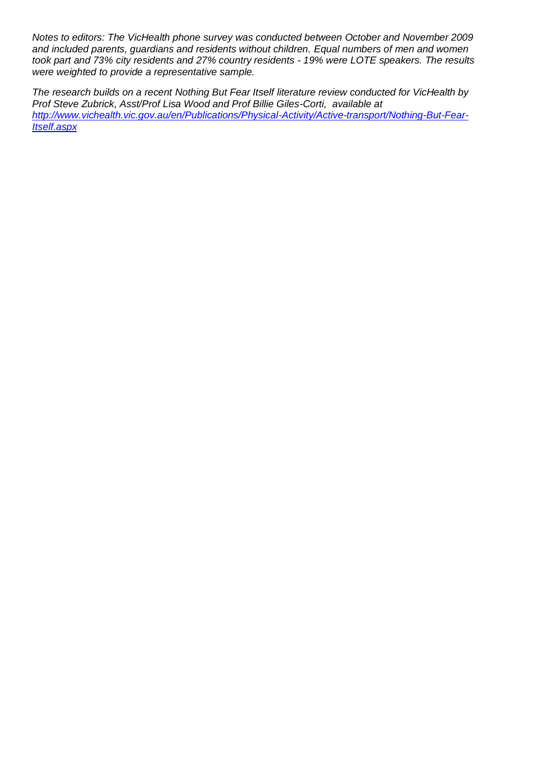*Notes to editors: The VicHealth phone survey was conducted between October and November 2009 and included parents, guardians and residents without children. Equal numbers of men and women took part and 73% city residents and 27% country residents - 19% were LOTE speakers. The results were weighted to provide a representative sample.*

*The research builds on a recent Nothing But Fear Itself literature review conducted for VicHealth by Prof Steve Zubrick, Asst/Prof Lisa Wood and Prof Billie Giles-Corti, available at [http://www.vichealth.vic.gov.au/en/Publications/Physical-Activity/Active-transport/Nothing-But-Fear-Itself.aspx](http://www.vichealth.vic.gov.au/en/Publications/Physical-Activity/Active-transport/Nothing-But-Fear-Itself.aspx)*